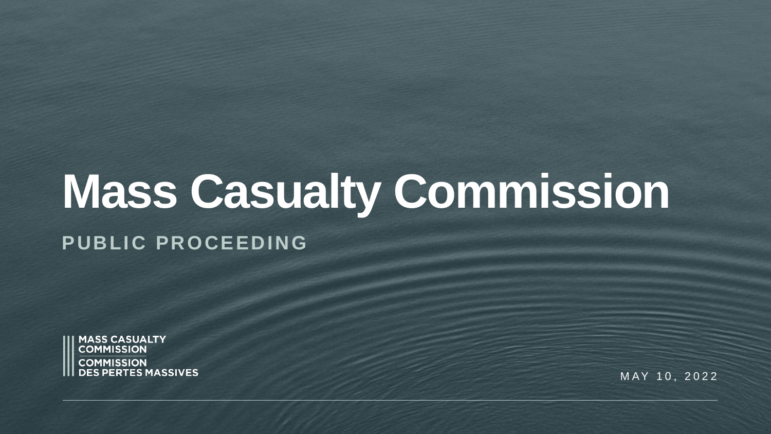# Mass Casualty Commission

## PUBLIC PROCEEDING

MASS CASUALTY COMMISSION

COMMISSION DES PERTES MASSIVES

MAY 10, 2022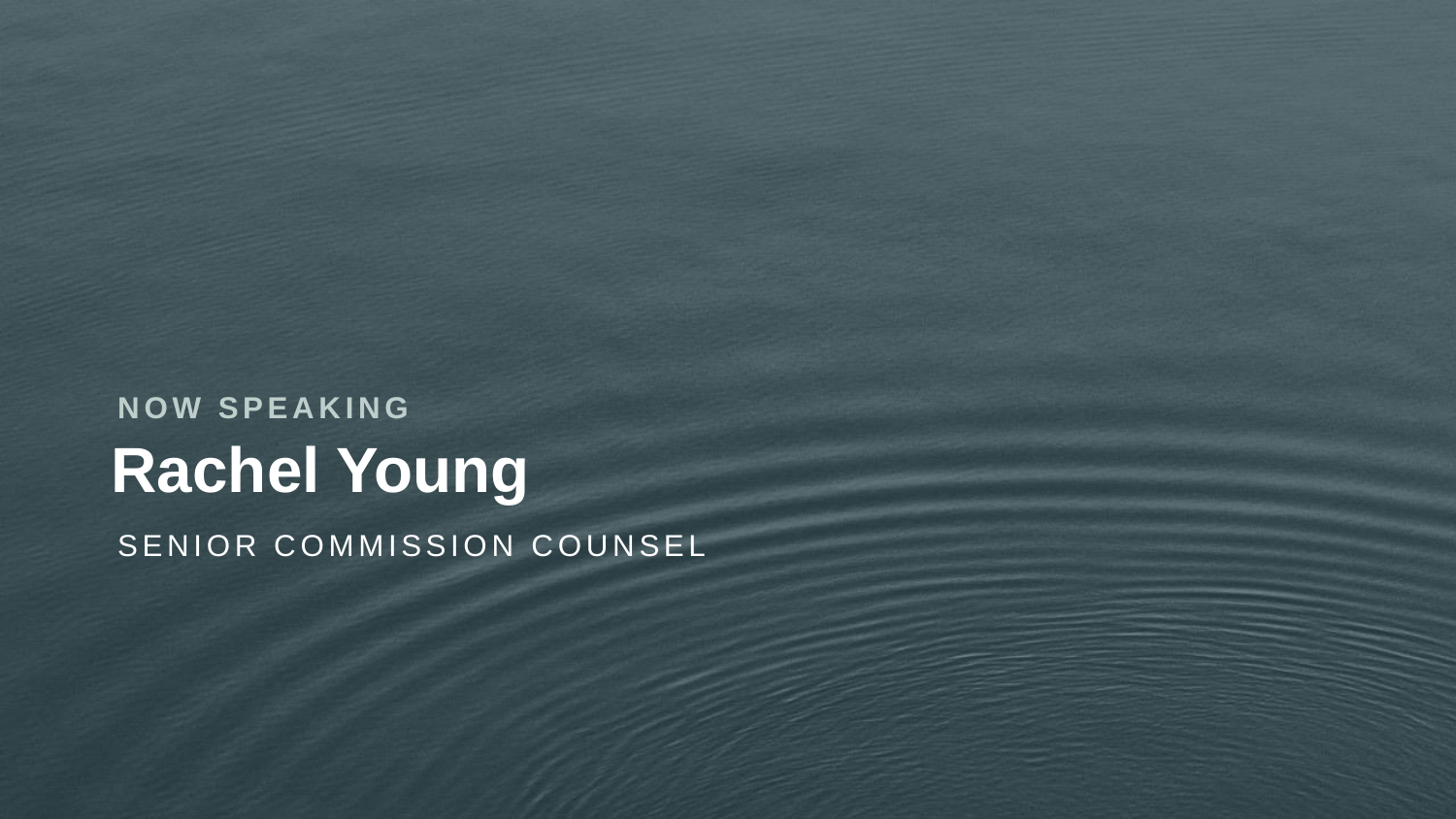NOW SPEAKING

# Rachel Young

SENIOR COMMISSION COUNSEL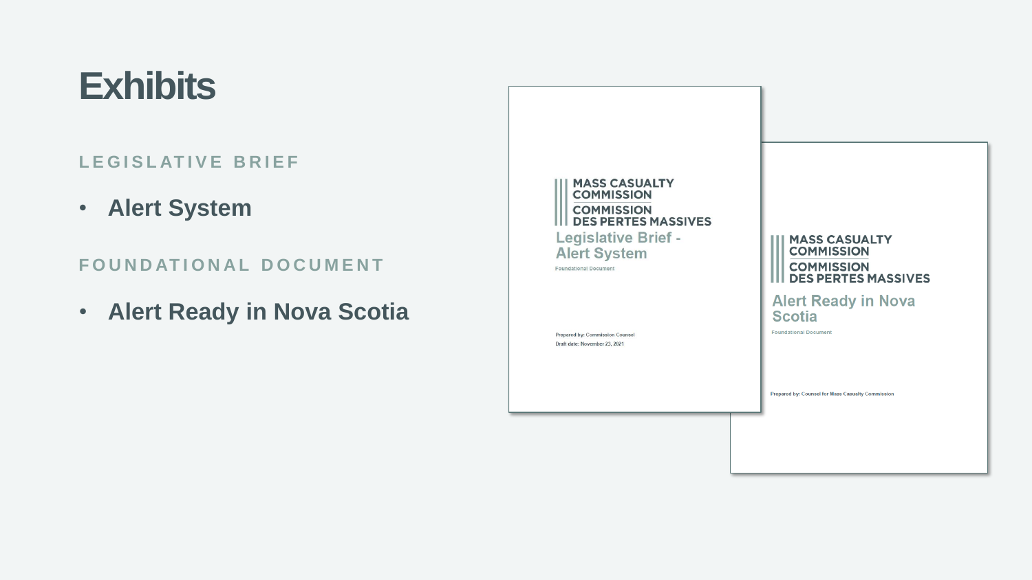# Exhibits

## LEGISLATIVE BRIEF

- **Alert System**

## FOUNDATIONAL DOCUMENT

- **Alert Ready in Nova Scotia**

MASS CASUALTY COMMISSION
COMMISSION DES PERTES MASSIVES

Legislative Brief - Alert System

Foundational Document

Prepared by: Commission Counsel
Draft date: November 23, 2021

MASS CASUALTY COMMISSION
COMMISSION DES PERTES MASSIVES

Alert Ready in Nova Scotia

Foundational Document

Prepared by: Counsel for Mass Casualty Commission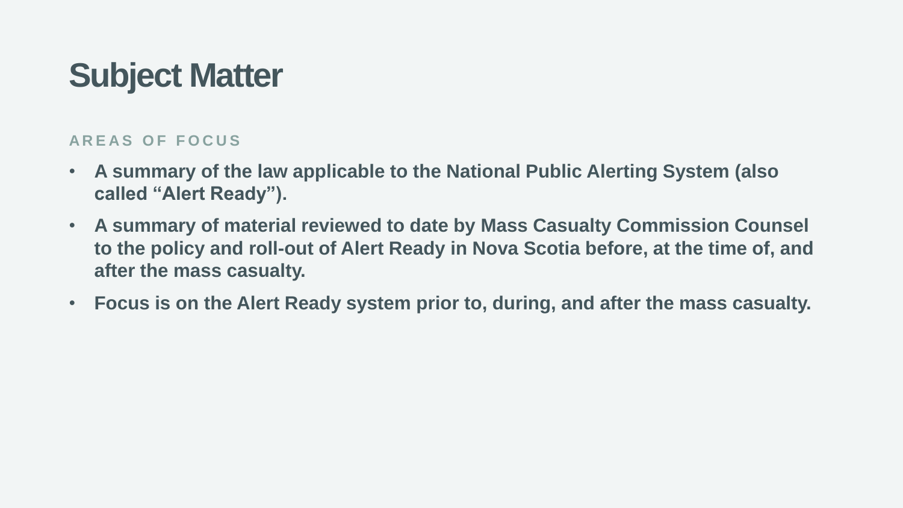# Subject Matter

## AREAS OF FOCUS

- **A summary of the law applicable to the National Public Alerting System (also called “Alert Ready”).**
- **A summary of material reviewed to date by Mass Casualty Commission Counsel to the policy and roll-out of Alert Ready in Nova Scotia before, at the time of, and after the mass casualty.**
- **Focus is on the Alert Ready system prior to, during, and after the mass casualty.**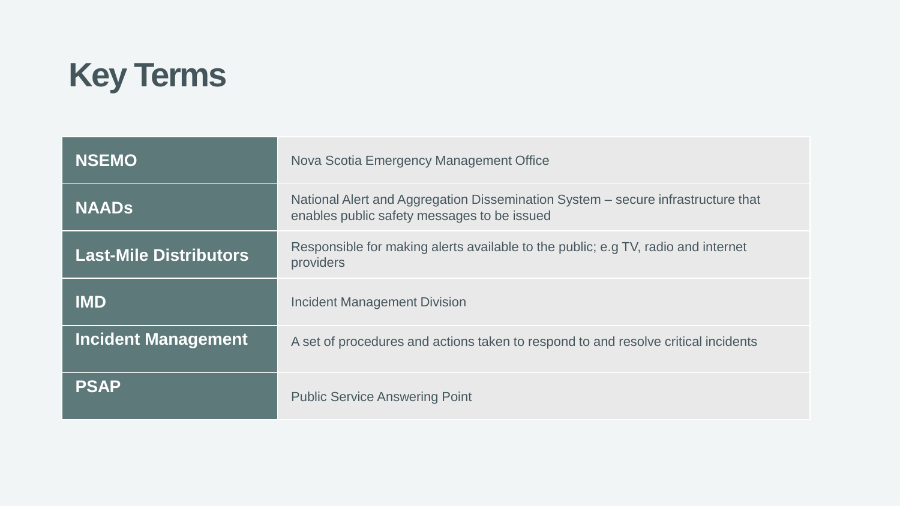# Key Terms

| Term | Definition |
|---|---|
| **NSEMO** | Nova Scotia Emergency Management Office |
| **NAADs** | National Alert and Aggregation Dissemination System – secure infrastructure that enables public safety messages to be issued |
| **Last-Mile Distributors** | Responsible for making alerts available to the public; e.g TV, radio and internet providers |
| **IMD** | Incident Management Division |
| **Incident Management** | A set of procedures and actions taken to respond to and resolve critical incidents |
| **PSAP** | Public Service Answering Point |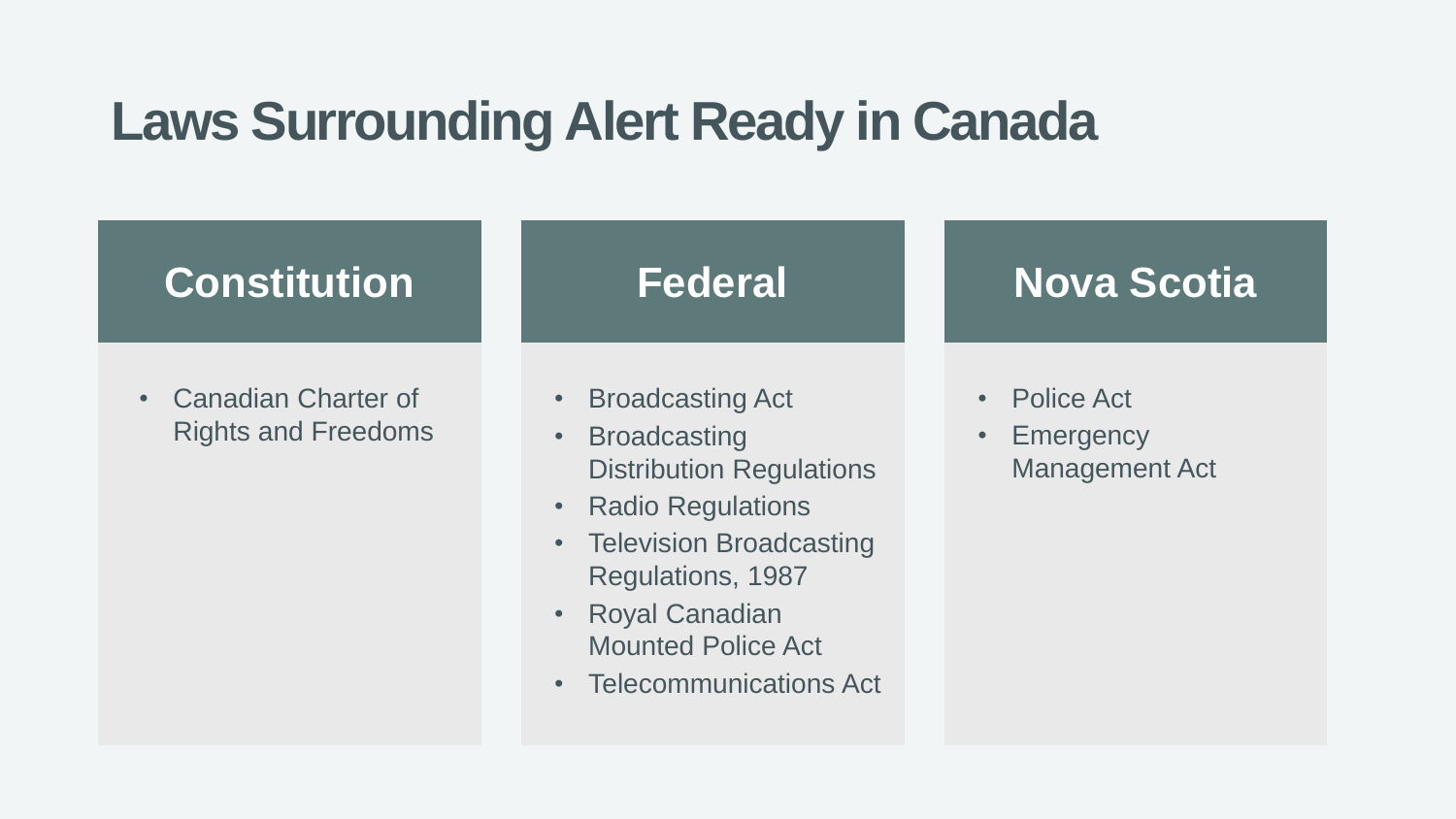# Laws Surrounding Alert Ready in Canada

## Constitution

- Canadian Charter of Rights and Freedoms

## Federal

- Broadcasting Act
- Broadcasting Distribution Regulations
- Radio Regulations
- Television Broadcasting Regulations, 1987
- Royal Canadian Mounted Police Act
- Telecommunications Act

## Nova Scotia

- Police Act
- Emergency Management Act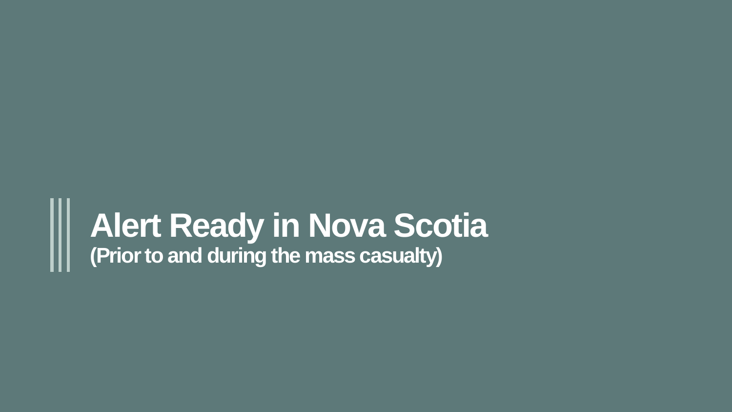# Alert Ready in Nova Scotia

## (Prior to and during the mass casualty)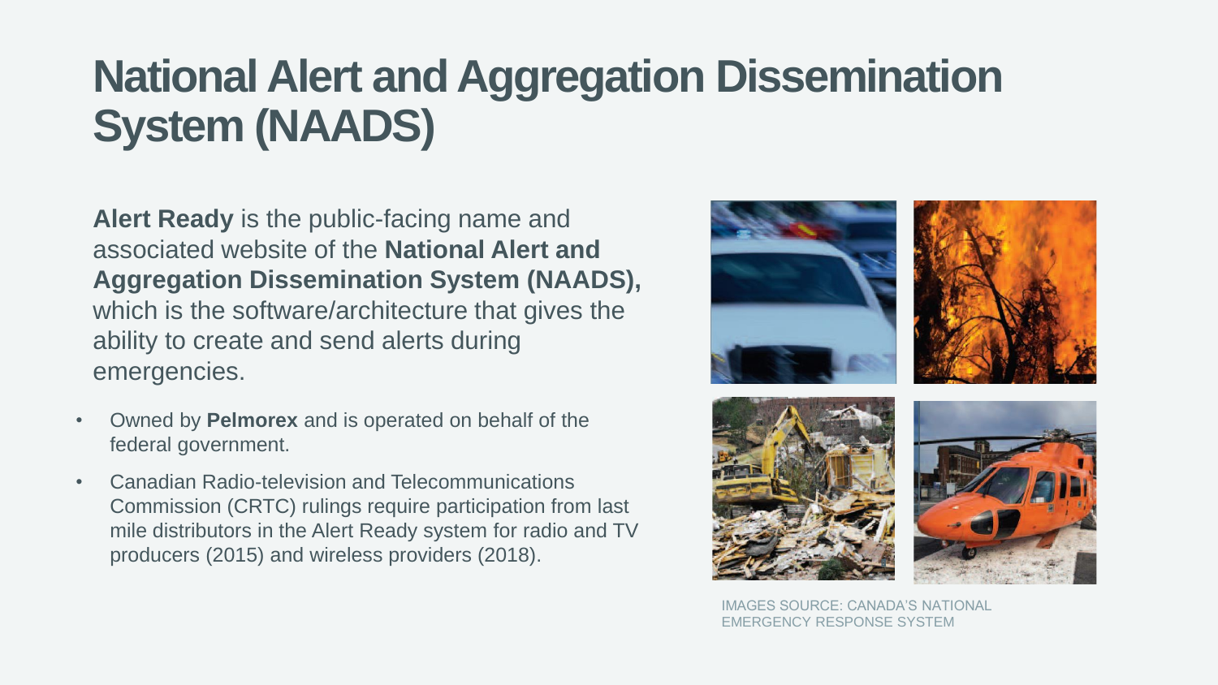# National Alert and Aggregation Dissemination System (NAADS)

**Alert Ready** is the public-facing name and associated website of the **National Alert and Aggregation Dissemination System (NAADS),** which is the software/architecture that gives the ability to create and send alerts during emergencies.

- Owned by **Pelmorex** and is operated on behalf of the federal government.
- Canadian Radio-television and Telecommunications Commission (CRTC) rulings require participation from last mile distributors in the Alert Ready system for radio and TV producers (2015) and wireless providers (2018).

IMAGES SOURCE: CANADA'S NATIONAL EMERGENCY RESPONSE SYSTEM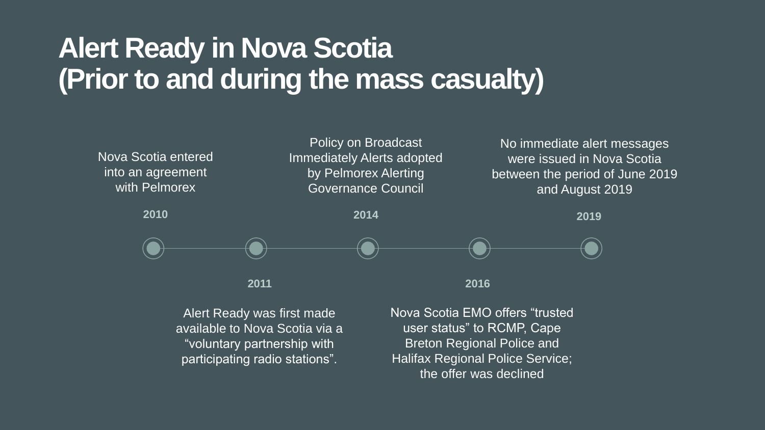# Alert Ready in Nova Scotia (Prior to and during the mass casualty)

**2010**

Nova Scotia entered into an agreement with Pelmorex

**2011**

Alert Ready was first made available to Nova Scotia via a "voluntary partnership with participating radio stations".

**2014**

Policy on Broadcast Immediately Alerts adopted by Pelmorex Alerting Governance Council

**2016**

Nova Scotia EMO offers "trusted user status" to RCMP, Cape Breton Regional Police and Halifax Regional Police Service; the offer was declined

**2019**

No immediate alert messages were issued in Nova Scotia between the period of June 2019 and August 2019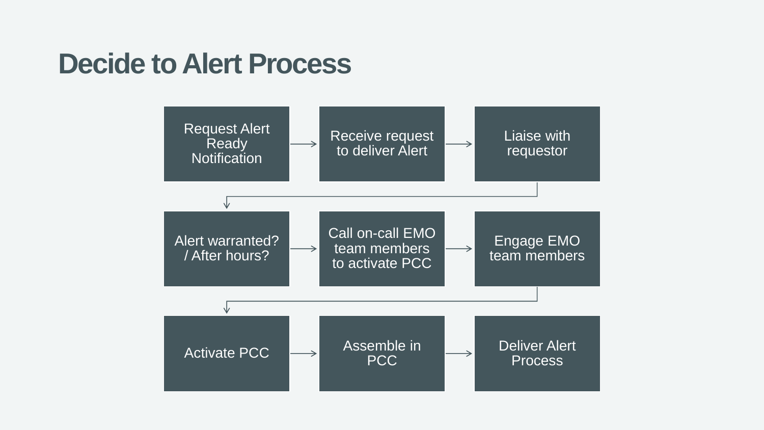# Decide to Alert Process

1. Request Alert Ready Notification
2. Receive request to deliver Alert
3. Liaise with requestor
4. Alert warranted? / After hours?
5. Call on-call EMO team members to activate PCC
6. Engage EMO team members
7. Activate PCC
8. Assemble in PCC
9. Deliver Alert Process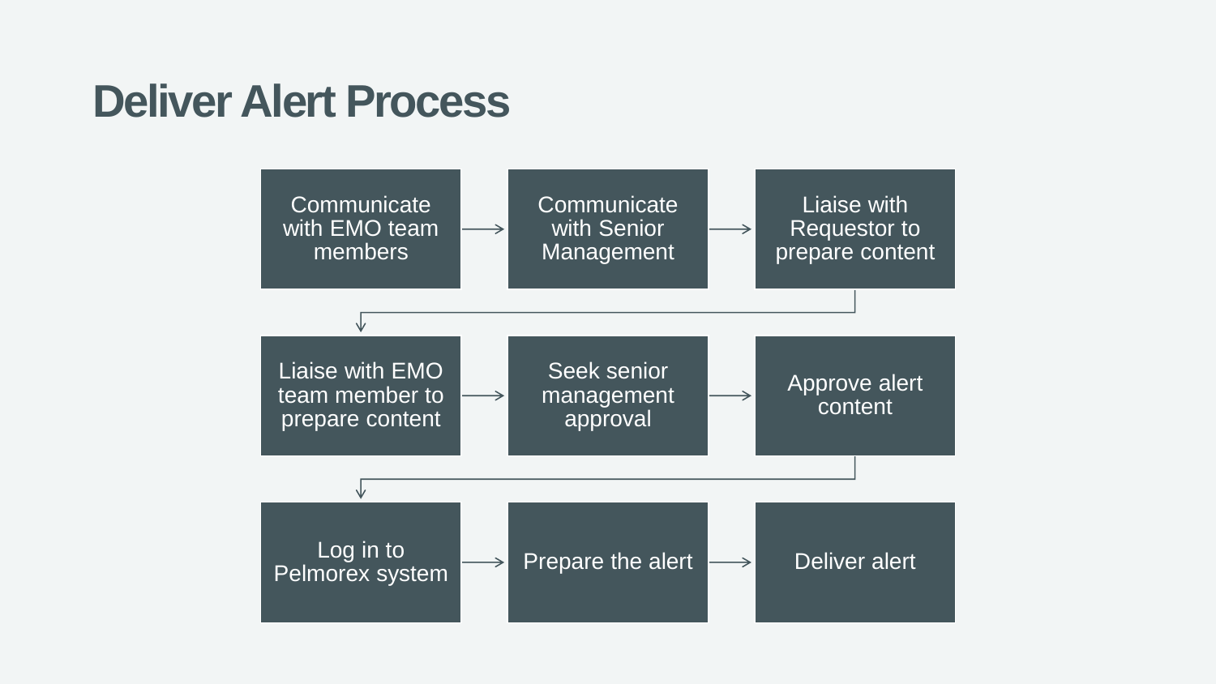# Deliver Alert Process

1. Communicate with EMO team members
2. Communicate with Senior Management
3. Liaise with Requestor to prepare content
4. Liaise with EMO team member to prepare content
5. Seek senior management approval
6. Approve alert content
7. Log in to Pelmorex system
8. Prepare the alert
9. Deliver alert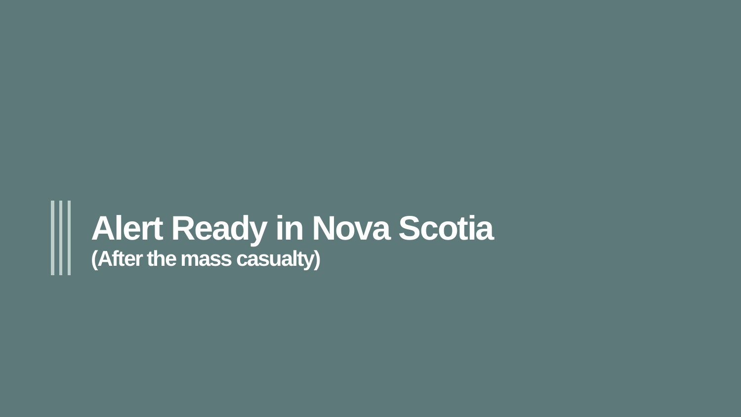# Alert Ready in Nova Scotia

**(After the mass casualty)**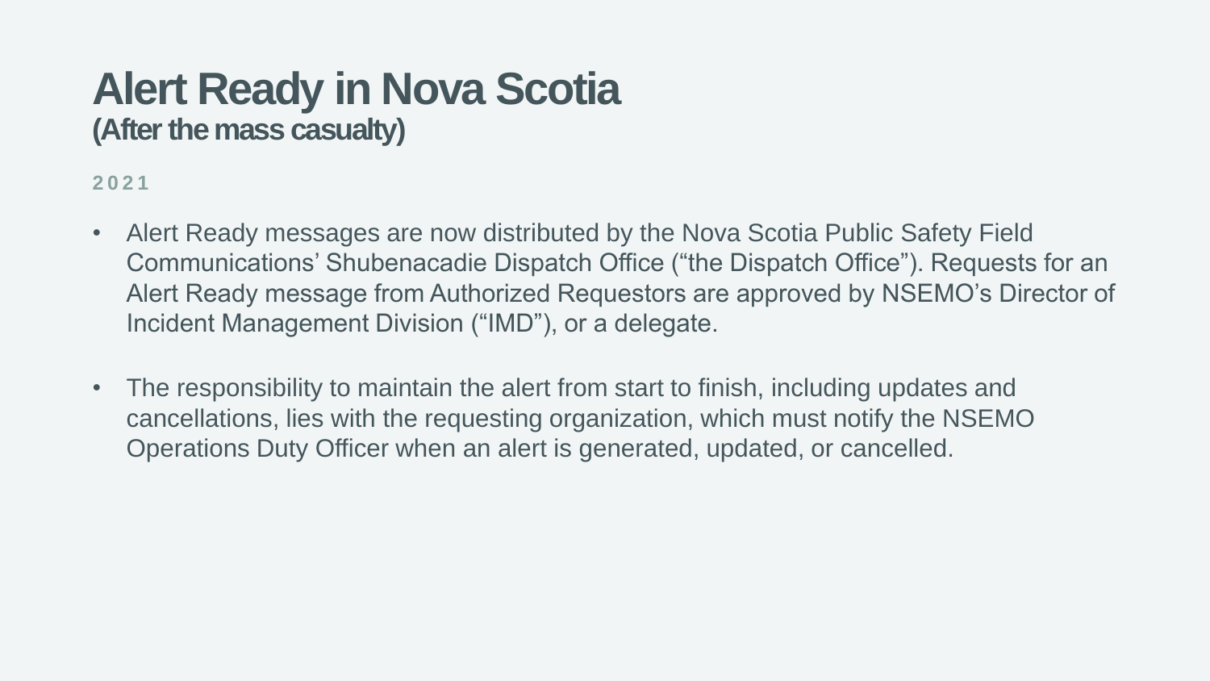# Alert Ready in Nova Scotia
## (After the mass casualty)

**2021**

- Alert Ready messages are now distributed by the Nova Scotia Public Safety Field Communications' Shubenacadie Dispatch Office ("the Dispatch Office"). Requests for an Alert Ready message from Authorized Requestors are approved by NSEMO's Director of Incident Management Division ("IMD"), or a delegate.

- The responsibility to maintain the alert from start to finish, including updates and cancellations, lies with the requesting organization, which must notify the NSEMO Operations Duty Officer when an alert is generated, updated, or cancelled.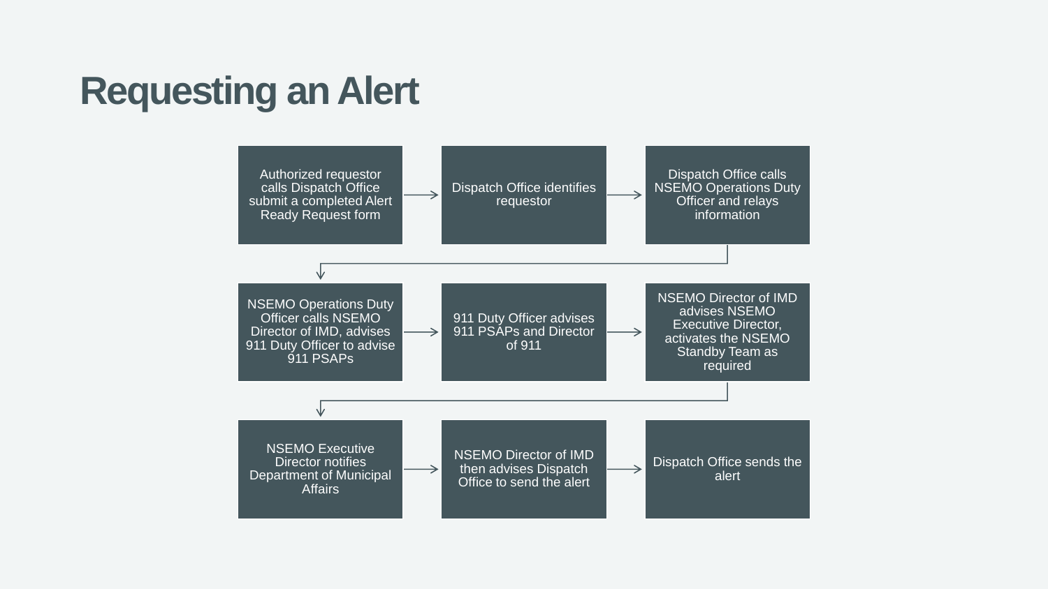# Requesting an Alert

1. Authorized requestor calls Dispatch Office submit a completed Alert Ready Request form
2. Dispatch Office identifies requestor
3. Dispatch Office calls NSEMO Operations Duty Officer and relays information
4. NSEMO Operations Duty Officer calls NSEMO Director of IMD, advises 911 Duty Officer to advise 911 PSAPs
5. 911 Duty Officer advises 911 PSAPs and Director of 911
6. NSEMO Director of IMD advises NSEMO Executive Director, activates the NSEMO Standby Team as required
7. NSEMO Executive Director notifies Department of Municipal Affairs
8. NSEMO Director of IMD then advises Dispatch Office to send the alert
9. Dispatch Office sends the alert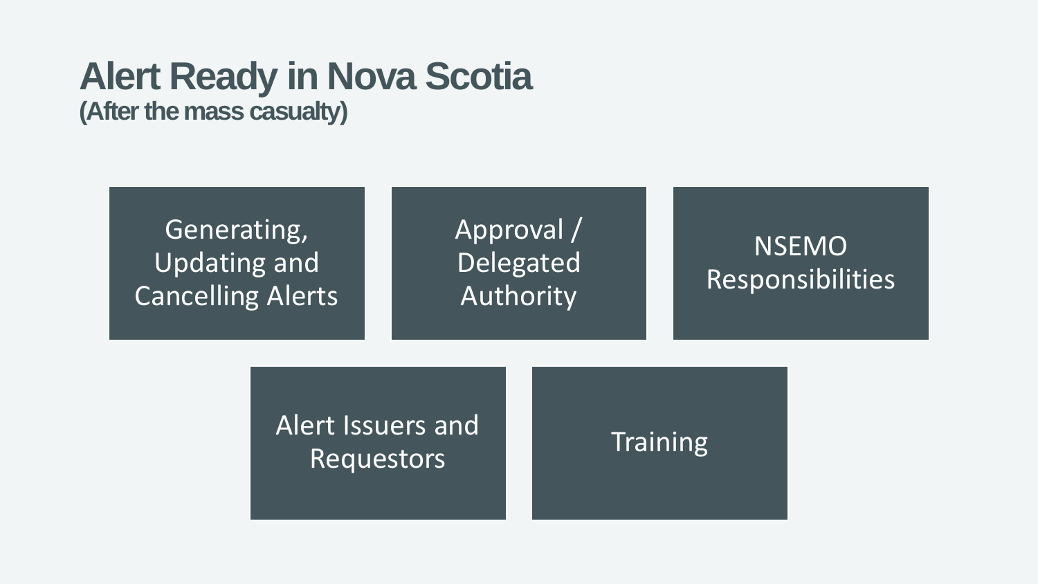# Alert Ready in Nova Scotia
**(After the mass casualty)**

- Generating, Updating and Cancelling Alerts
- Approval / Delegated Authority
- NSEMO Responsibilities
- Alert Issuers and Requestors
- Training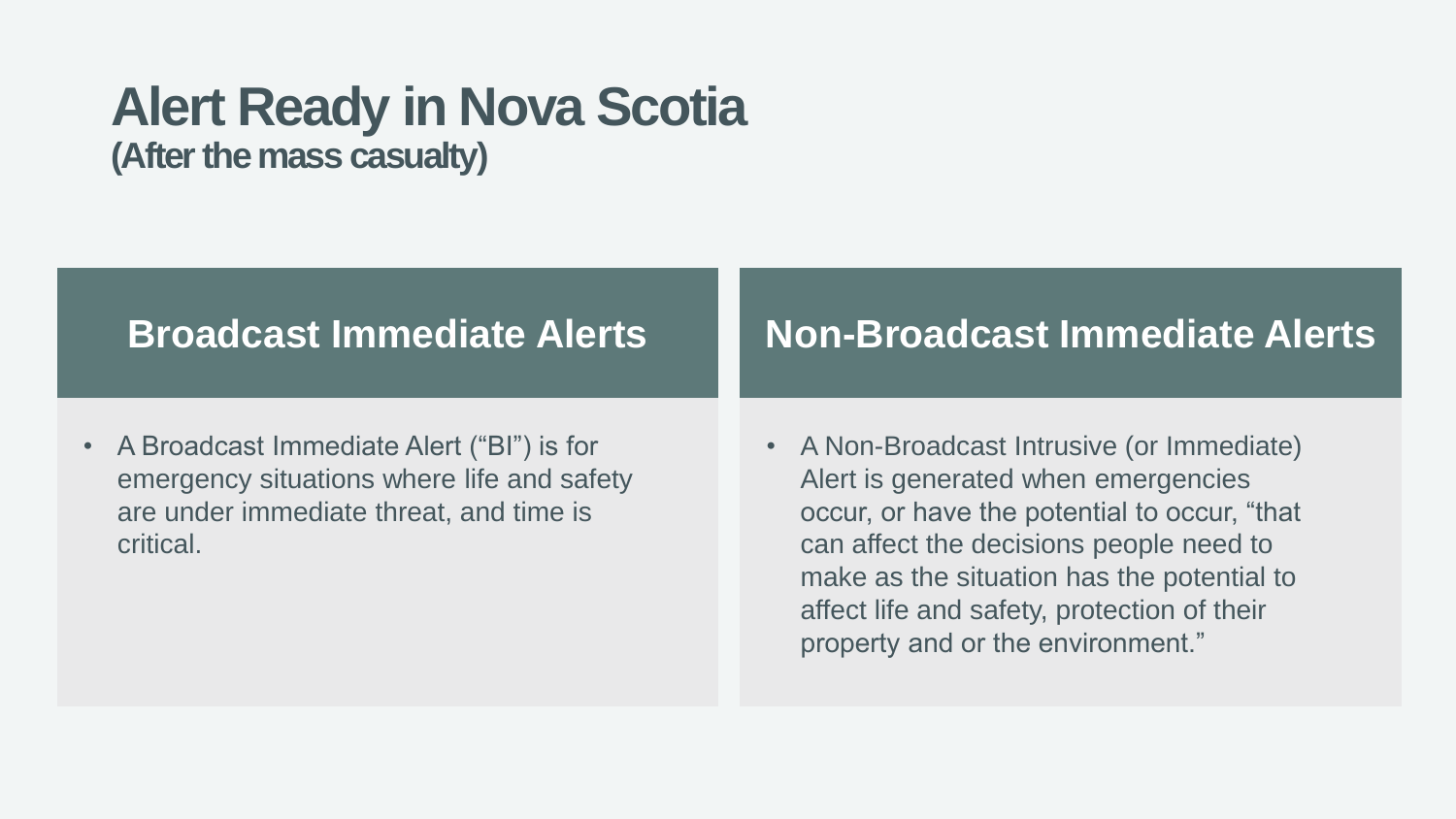# Alert Ready in Nova Scotia
## (After the mass casualty)

### Broadcast Immediate Alerts

- A Broadcast Immediate Alert ("BI") is for emergency situations where life and safety are under immediate threat, and time is critical.

### Non-Broadcast Immediate Alerts

- A Non-Broadcast Intrusive (or Immediate) Alert is generated when emergencies occur, or have the potential to occur, "that can affect the decisions people need to make as the situation has the potential to affect life and safety, protection of their property and or the environment."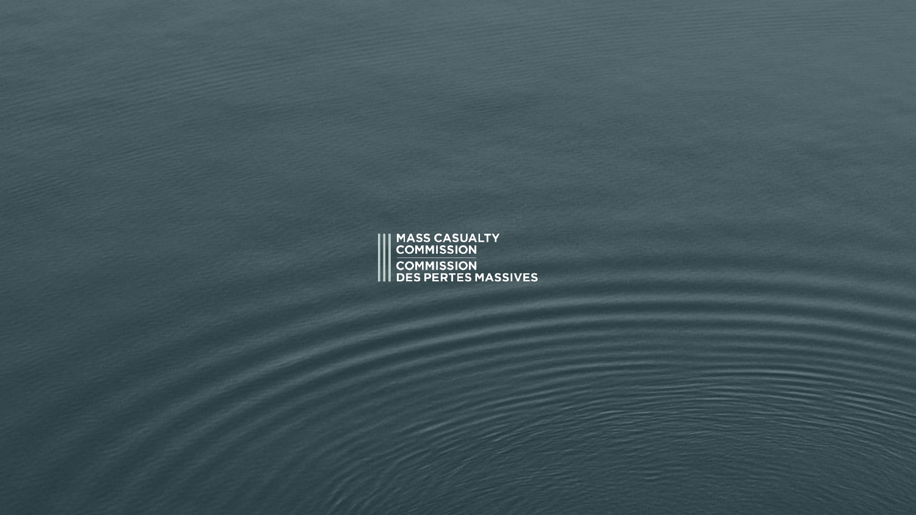MASS CASUALTY COMMISSION

COMMISSION DES PERTES MASSIVES